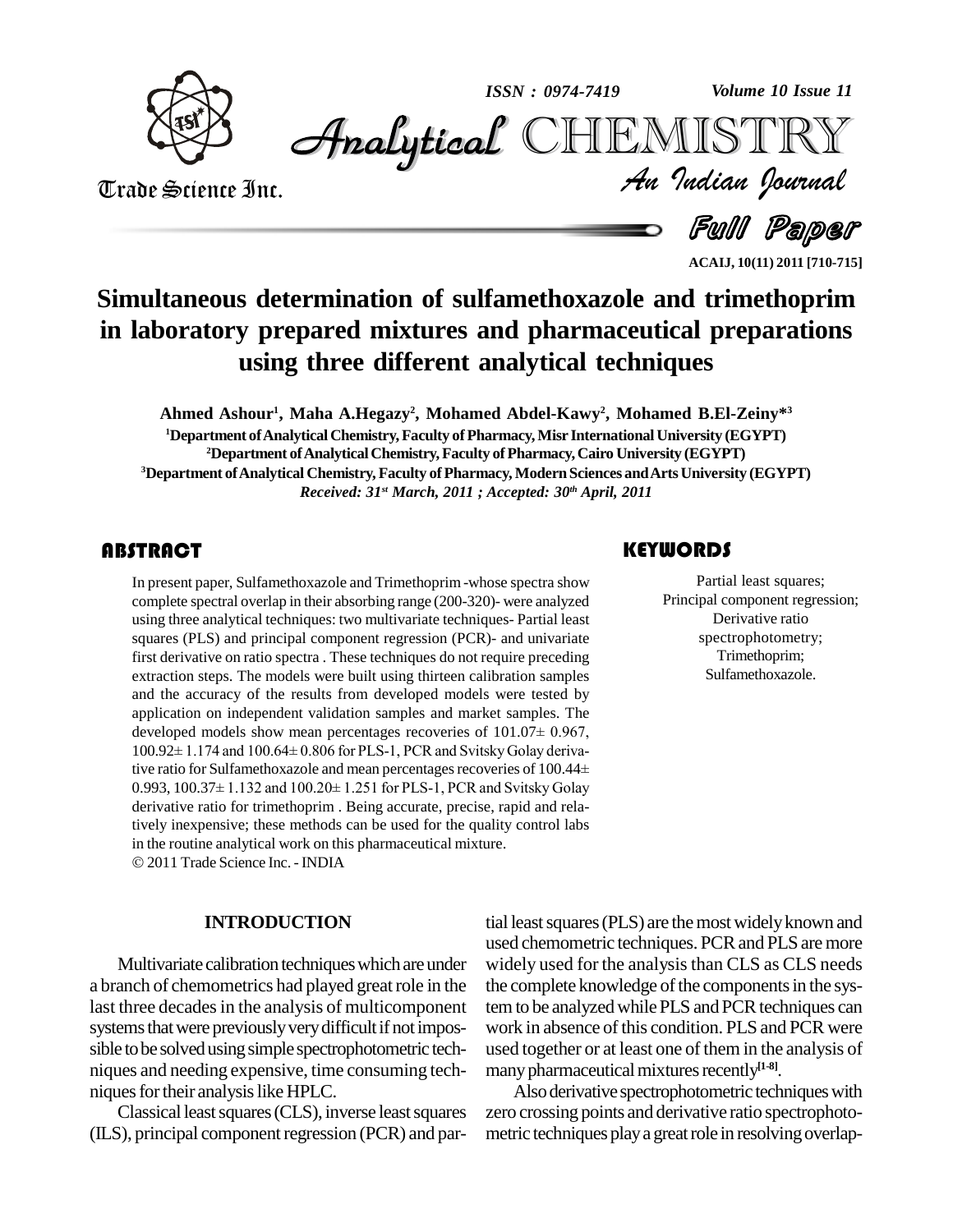# Simultaneous determination of sulfamethoxazole and trimethoprim in laboratory prepared mixtures and pharmaceutical preparations using three different analytical techniques

**Ahmed Ashour[1], Maha A.Hegazy[2], Mohamed Abdel-Kawy[2], Mohamed B.El-Zeiny*[3]**

[1]Department of Analytical Chemistry, Faculty of Pharmacy, Misr International University (EGYPT)
[2]Department of Analytical Chemistry, Faculty of Pharmacy, Cairo University (EGYPT)
[3]Department of Analytical Chemistry, Faculty of Pharmacy, Modern Sciences and Arts University (EGYPT)

*Received: 31st March, 2011 ; Accepted: 30th April, 2011*

## ABSTRACT

In present paper, Sulfamethoxazole and Trimethoprim -whose spectra show complete spectral overlap in their absorbing range (200-320)- were analyzed using three analytical techniques: two multivariate techniques- Partial least squares (PLS) and principal component regression (PCR)- and univariate first derivative on ratio spectra . These techniques do not require preceding extraction steps. The models were built using thirteen calibration samples and the accuracy of the results from developed models were tested by application on independent validation samples and market samples. The developed models show mean percentages recoveries of 101.07± 0.967, 100.92± 1.174 and 100.64± 0.806 for PLS-1, PCR and Svitsky Golay derivative ratio for Sulfamethoxazole and mean percentages recoveries of 100.44± 0.993, 100.37± 1.132 and 100.20± 1.251 for PLS-1, PCR and Svitsky Golay derivative ratio for trimethoprim . Being accurate, precise, rapid and relatively inexpensive; these methods can be used for the quality control labs in the routine analytical work on this pharmaceutical mixture.

© 2011 Trade Science Inc. - INDIA

## KEYWORDS

Partial least squares;
Principal component regression;
Derivative ratio spectrophotometry;
Trimethoprim;
Sulfamethoxazole.

## INTRODUCTION

Multivariate calibration techniques which are under a branch of chemometrics had played great role in the last three decades in the analysis of multicomponent systems that were previously very difficult if not impossible to be solved using simple spectrophotometric techniques and needing expensive, time consuming techniques for their analysis like HPLC.

Classical least squares (CLS), inverse least squares (ILS), principal component regression (PCR) and partial least squares (PLS) are the most widely known and used chemometric techniques. PCR and PLS are more widely used for the analysis than CLS as CLS needs the complete knowledge of the components in the system to be analyzed while PLS and PCR techniques can work in absence of this condition. PLS and PCR were used together or at least one of them in the analysis of many pharmaceutical mixtures recently[1-8].

Also derivative spectrophotometric techniques with zero crossing points and derivative ratio spectrophotometric techniques play a great role in resolving overlap-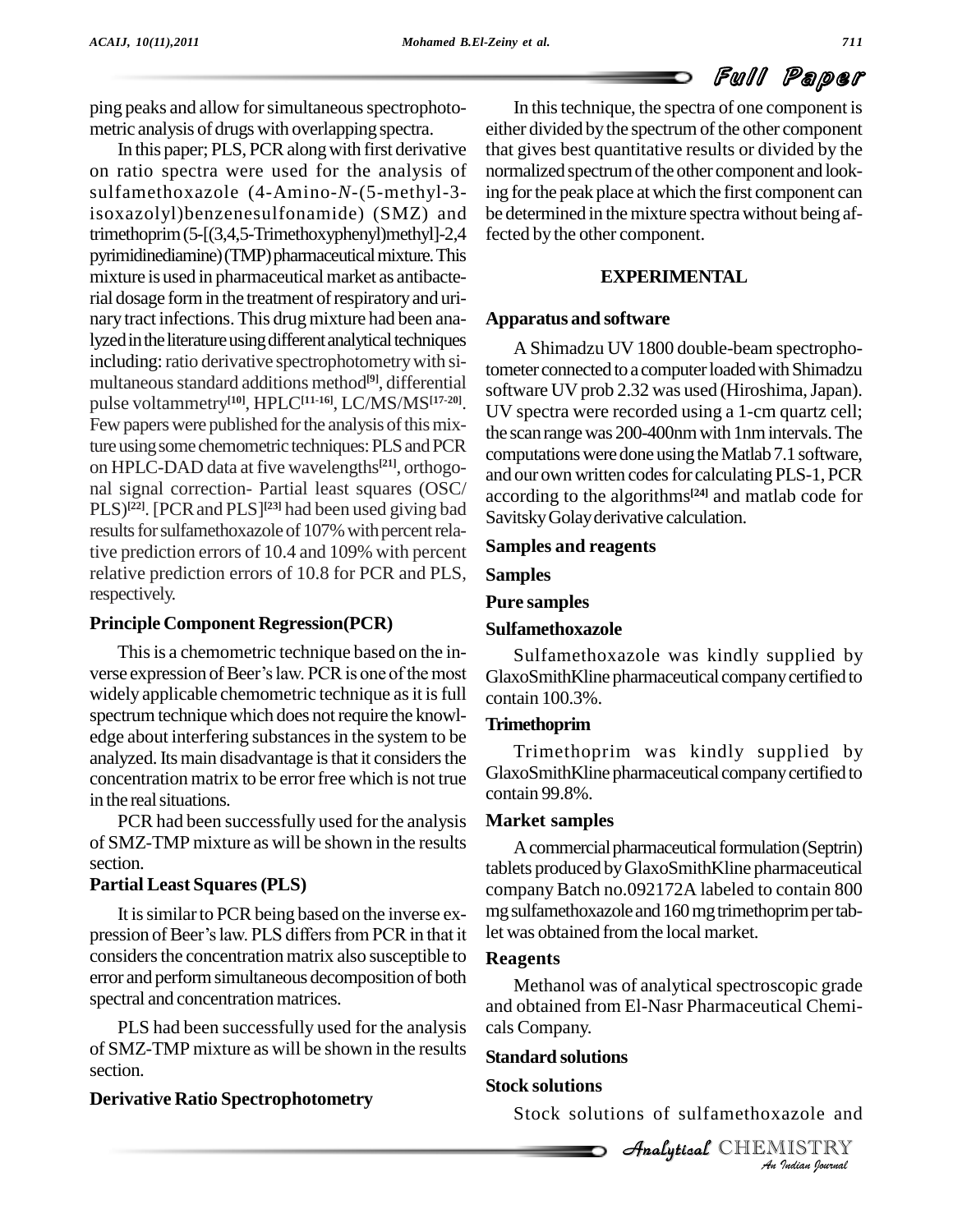ping peaks and allow for simultaneous spectrophotometric analysis of drugs with overlapping spectra.

In this paper; PLS, PCR along with first derivative on ratio spectra were used for the analysis of sulfamethoxazole (4-Amino-*N*-(5-methyl-3-isoxazolyl)benzenesulfonamide) (SMZ) and trimethoprim (5-[(3,4,5-Trimethoxyphenyl)methyl]-2,4 pyrimidinediamine) (TMP) pharmaceutical mixture. This mixture is used in pharmaceutical market as antibacterial dosage form in the treatment of respiratory and urinary tract infections. This drug mixture had been analyzed in the literature using different analytical techniques including: ratio derivative spectrophotometry with simultaneous standard additions method[9], differential pulse voltammetry[10], HPLC[11-16], LC/MS/MS[17-20]. Few papers were published for the analysis of this mixture using some chemometric techniques: PLS and PCR on HPLC-DAD data at five wavelengths[21], orthogonal signal correction- Partial least squares (OSC/PLS)[22]. [PCR and PLS][23] had been used giving bad results for sulfamethoxazole of 107% with percent relative prediction errors of 10.4 and 109% with percent relative prediction errors of 10.8 for PCR and PLS, respectively.

## Principle Component Regression(PCR)

This is a chemometric technique based on the inverse expression of Beer's law. PCR is one of the most widely applicable chemometric technique as it is full spectrum technique which does not require the knowledge about interfering substances in the system to be analyzed. Its main disadvantage is that it considers the concentration matrix to be error free which is not true in the real situations.

PCR had been successfully used for the analysis of SMZ-TMP mixture as will be shown in the results section.

## Partial Least Squares (PLS)

It is similar to PCR being based on the inverse expression of Beer's law. PLS differs from PCR in that it considers the concentration matrix also susceptible to error and perform simultaneous decomposition of both spectral and concentration matrices.

PLS had been successfully used for the analysis of SMZ-TMP mixture as will be shown in the results section.

## Derivative Ratio Spectrophotometry

In this technique, the spectra of one component is either divided by the spectrum of the other component that gives best quantitative results or divided by the normalized spectrum of the other component and looking for the peak place at which the first component can be determined in the mixture spectra without being affected by the other component.

# EXPERIMENTAL

## Apparatus and software

A Shimadzu UV 1800 double-beam spectrophotometer connected to a computer loaded with Shimadzu software UV prob 2.32 was used (Hiroshima, Japan). UV spectra were recorded using a 1-cm quartz cell; the scan range was 200-400nm with 1nm intervals. The computations were done using the Matlab 7.1 software, and our own written codes for calculating PLS-1, PCR according to the algorithms[24] and matlab code for Savitsky Golay derivative calculation.

## Samples and reagents

### Samples

#### Pure samples

##### Sulfamethoxazole

Sulfamethoxazole was kindly supplied by GlaxoSmithKline pharmaceutical company certified to contain 100.3%.

##### Trimethoprim

Trimethoprim was kindly supplied by GlaxoSmithKline pharmaceutical company certified to contain 99.8%.

#### Market samples

A commercial pharmaceutical formulation (Septrin) tablets produced by GlaxoSmithKline pharmaceutical company Batch no.092172A labeled to contain 800 mg sulfamethoxazole and 160 mg trimethoprim per tablet was obtained from the local market.

### Reagents

Methanol was of analytical spectroscopic grade and obtained from El-Nasr Pharmaceutical Chemicals Company.

## Standard solutions

### Stock solutions

Stock solutions of sulfamethoxazole and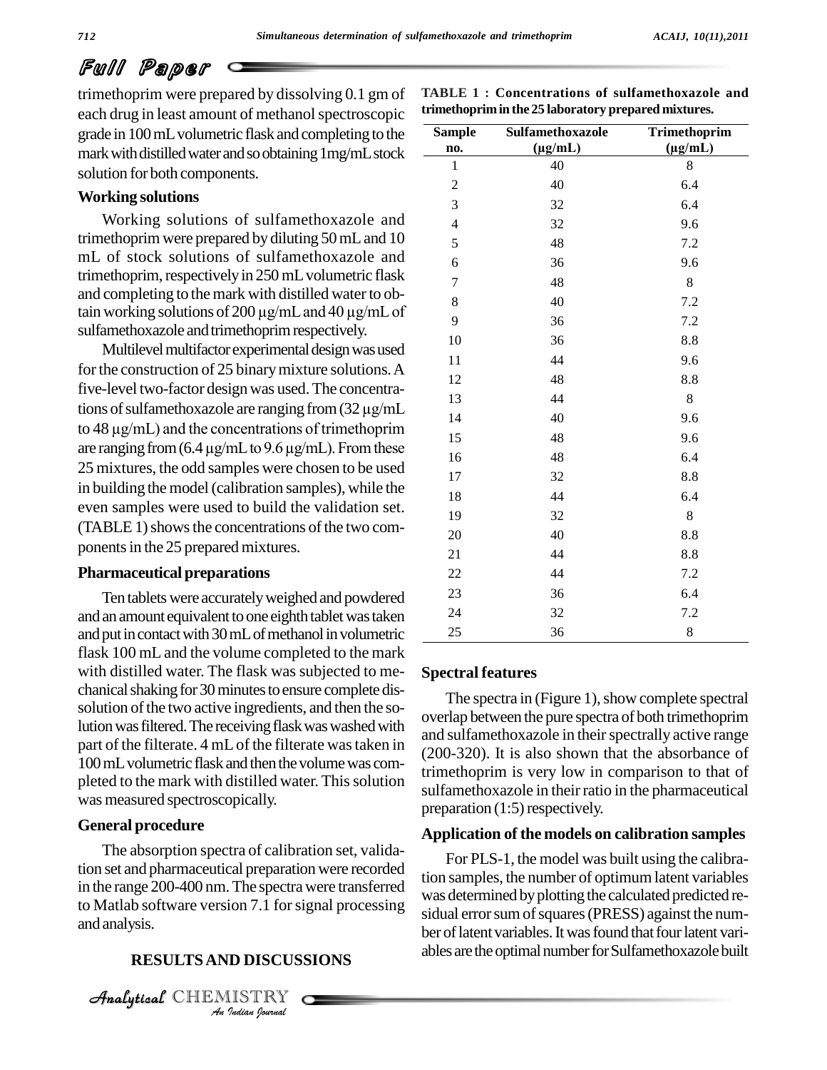trimethoprim were prepared by dissolving 0.1 gm of each drug in least amount of methanol spectroscopic grade in 100 mL volumetric flask and completing to the mark with distilled water and so obtaining 1mg/mL stock solution for both components.

### Working solutions

Working solutions of sulfamethoxazole and trimethoprim were prepared by diluting 50 mL and 10 mL of stock solutions of sulfamethoxazole and trimethoprim, respectively in 250 mL volumetric flask and completing to the mark with distilled water to obtain working solutions of 200 µg/mL and 40 µg/mL of sulfamethoxazole and trimethoprim respectively.

Multilevel multifactor experimental design was used for the construction of 25 binary mixture solutions. A five-level two-factor design was used. The concentrations of sulfamethoxazole are ranging from (32 µg/mL to 48 µg/mL) and the concentrations of trimethoprim are ranging from (6.4 µg/mL to 9.6 µg/mL). From these 25 mixtures, the odd samples were chosen to be used in building the model (calibration samples), while the even samples were used to build the validation set. (TABLE 1) shows the concentrations of the two components in the 25 prepared mixtures.

### Pharmaceutical preparations

Ten tablets were accurately weighed and powdered and an amount equivalent to one eighth tablet was taken and put in contact with 30 mL of methanol in volumetric flask 100 mL and the volume completed to the mark with distilled water. The flask was subjected to mechanical shaking for 30 minutes to ensure complete dissolution of the two active ingredients, and then the solution was filtered. The receiving flask was washed with part of the filtrate. 4 mL of the filterate was taken in 100 mL volumetric flask and then the volume was completed to the mark with distilled water. This solution was measured spectroscopically.

### General procedure

The absorption spectra of calibration set, validation set and pharmaceutical preparation were recorded in the range 200-400 nm. The spectra were transferred to Matlab software version 7.1 for signal processing and analysis.

## RESULTS AND DISCUSSIONS

**TABLE 1 : Concentrations of sulfamethoxazole and trimethoprim in the 25 laboratory prepared mixtures.**

| Sample no. | Sulfamethoxazole (µg/mL) | Trimethoprim (µg/mL) |
|---|---|---|
| 1 | 40 | 8 |
| 2 | 40 | 6.4 |
| 3 | 32 | 6.4 |
| 4 | 32 | 9.6 |
| 5 | 48 | 7.2 |
| 6 | 36 | 9.6 |
| 7 | 48 | 8 |
| 8 | 40 | 7.2 |
| 9 | 36 | 7.2 |
| 10 | 36 | 8.8 |
| 11 | 44 | 9.6 |
| 12 | 48 | 8.8 |
| 13 | 44 | 8 |
| 14 | 40 | 9.6 |
| 15 | 48 | 9.6 |
| 16 | 48 | 6.4 |
| 17 | 32 | 8.8 |
| 18 | 44 | 6.4 |
| 19 | 32 | 8 |
| 20 | 40 | 8.8 |
| 21 | 44 | 8.8 |
| 22 | 44 | 7.2 |
| 23 | 36 | 6.4 |
| 24 | 32 | 7.2 |
| 25 | 36 | 8 |

### Spectral features

The spectra in (Figure 1), show complete spectral overlap between the pure spectra of both trimethoprim and sulfamethoxazole in their spectrally active range (200-320). It is also shown that the absorbance of trimethoprim is very low in comparison to that of sulfamethoxazole in their ratio in the pharmaceutical preparation (1:5) respectively.

### Application of the models on calibration samples

For PLS-1, the model was built using the calibration samples, the number of optimum latent variables was determined by plotting the calculated predicted residual error sum of squares (PRESS) against the number of latent variables. It was found that four latent variables are the optimal number for Sulfamethoxazole built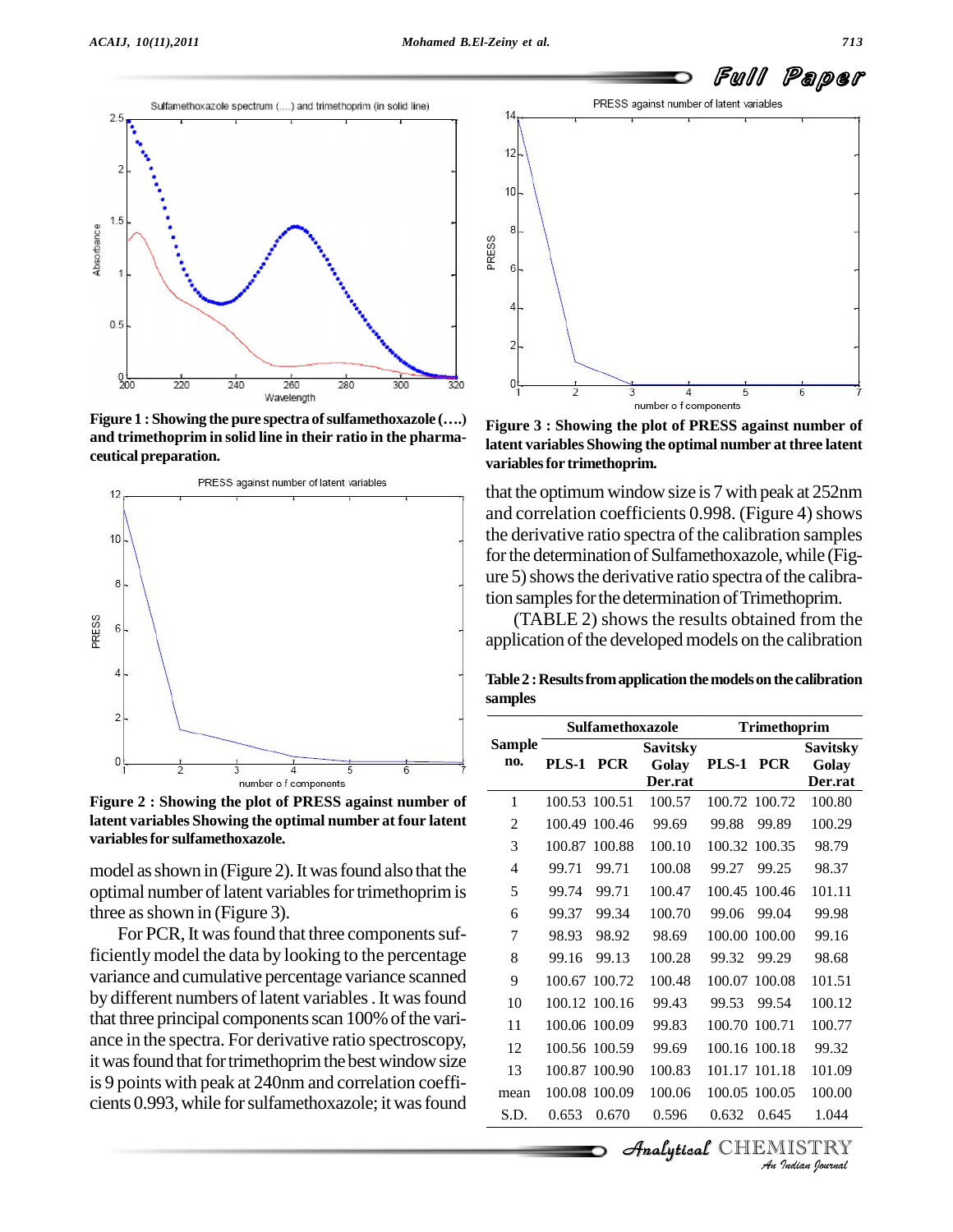Figure 1 : Showing the pure spectra of sulfamethoxazole (….) and trimethoprim in solid line in their ratio in the pharmaceutical preparation.

Figure 2 : Showing the plot of PRESS against number of latent variables Showing the optimal number at four latent variables for sulfamethoxazole.

model as shown in (Figure 2). It was found also that the optimal number of latent variables for trimethoprim is three as shown in (Figure 3).

For PCR, It was found that three components sufficiently model the data by looking to the percentage variance and cumulative percentage variance scanned by different numbers of latent variables . It was found that three principal components scan 100% of the variance in the spectra. For derivative ratio spectroscopy, it was found that for trimethoprim the best window size is 9 points with peak at 240nm and correlation coefficients 0.993, while for sulfamethoxazole; it was found

Figure 3 : Showing the plot of PRESS against number of latent variables Showing the optimal number at three latent variables for trimethoprim.

that the optimum window size is 7 with peak at 252nm and correlation coefficients 0.998. (Figure 4) shows the derivative ratio spectra of the calibration samples for the determination of Sulfamethoxazole, while (Figure 5) shows the derivative ratio spectra of the calibration samples for the determination of Trimethoprim.

(TABLE 2) shows the results obtained from the application of the developed models on the calibration

**Table 2 : Results from application the models on the calibration samples**

| Sample no. | Sulfamethoxazole | | | Trimethoprim | | |
|---|---|---|---|---|---|---|
| | PLS-1 | PCR | Savitsky Golay Der.rat | PLS-1 | PCR | Savitsky Golay Der.rat |
| 1 | 100.53 | 100.51 | 100.57 | 100.72 | 100.72 | 100.80 |
| 2 | 100.49 | 100.46 | 99.69 | 99.88 | 99.89 | 100.29 |
| 3 | 100.87 | 100.88 | 100.10 | 100.32 | 100.35 | 98.79 |
| 4 | 99.71 | 99.71 | 100.08 | 99.27 | 99.25 | 98.37 |
| 5 | 99.74 | 99.71 | 100.47 | 100.45 | 100.46 | 101.11 |
| 6 | 99.37 | 99.34 | 100.70 | 99.06 | 99.04 | 99.98 |
| 7 | 98.93 | 98.92 | 98.69 | 100.00 | 100.00 | 99.16 |
| 8 | 99.16 | 99.13 | 100.28 | 99.32 | 99.29 | 98.68 |
| 9 | 100.67 | 100.72 | 100.48 | 100.07 | 100.08 | 101.51 |
| 10 | 100.12 | 100.16 | 99.43 | 99.53 | 99.54 | 100.12 |
| 11 | 100.06 | 100.09 | 99.83 | 100.70 | 100.71 | 100.77 |
| 12 | 100.56 | 100.59 | 99.69 | 100.16 | 100.18 | 99.32 |
| 13 | 100.87 | 100.90 | 100.83 | 101.17 | 101.18 | 101.09 |
| mean | 100.08 | 100.09 | 100.06 | 100.05 | 100.05 | 100.00 |
| S.D. | 0.653 | 0.670 | 0.596 | 0.632 | 0.645 | 1.044 |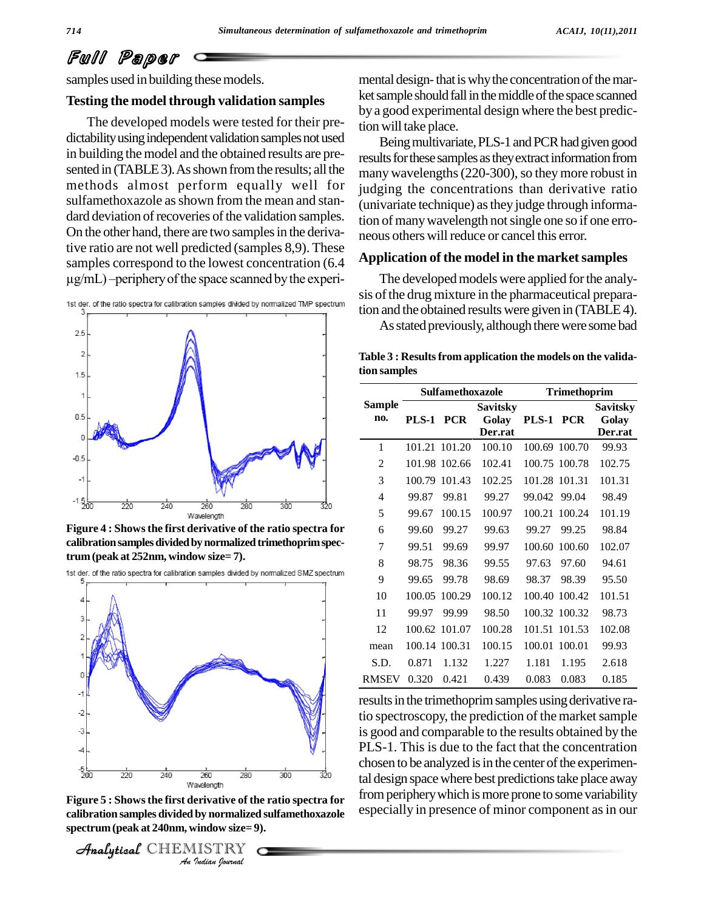samples used in building these models.

### Testing the model through validation samples

The developed models were tested for their predictability using independent validation samples not used in building the model and the obtained results are presented in (TABLE 3). As shown from the results; all the methods almost perform equally well for sulfamethoxazole as shown from the mean and standard deviation of recoveries of the validation samples. On the other hand, there are two samples in the derivative ratio are not well predicted (samples 8,9). These samples correspond to the lowest concentration (6.4 μg/mL) –periphery of the space scanned by the experimental design- that is why the concentration of the market sample should fall in the middle of the space scanned by a good experimental design where the best prediction will take place.

**Figure 4 : Shows the first derivative of the ratio spectra for calibration samples divided by normalized trimethoprim spectrum (peak at 252nm, window size= 7).**

**Figure 5 : Shows the first derivative of the ratio spectra for calibration samples divided by normalized sulfamethoxazole spectrum (peak at 240nm, window size= 9).**

Being multivariate, PLS-1 and PCR had given good results for these samples as they extract information from many wavelengths (220-300), so they more robust in judging the concentrations than derivative ratio (univariate technique) as they judge through information of many wavelength not single one so if one erroneous others will reduce or cancel this error.

### Application of the model in the market samples

The developed models were applied for the analysis of the drug mixture in the pharmaceutical preparation and the obtained results were given in (TABLE 4).

As stated previously, although there were some bad results in the trimethoprim samples using derivative ratio spectroscopy, the prediction of the market sample is good and comparable to the results obtained by the PLS-1. This is due to the fact that the concentration chosen to be analyzed is in the center of the experimental design space where best predictions take place away from periphery which is more prone to some variability especially in presence of minor component as in our

**Table 3 : Results from application the models on the validation samples**

| Sample no. | Sulfamethoxazole | | | Trimethoprim | | |
|---|---|---|---|---|---|---|
| | PLS-1 | PCR | Savitsky Golay Der.rat | PLS-1 | PCR | Savitsky Golay Der.rat |
| 1 | 101.21 | 101.20 | 100.10 | 100.69 | 100.70 | 99.93 |
| 2 | 101.98 | 102.66 | 102.41 | 100.75 | 100.78 | 102.75 |
| 3 | 100.79 | 101.43 | 102.25 | 101.28 | 101.31 | 101.31 |
| 4 | 99.87 | 99.81 | 99.27 | 99.042 | 99.04 | 98.49 |
| 5 | 99.67 | 100.15 | 100.97 | 100.21 | 100.24 | 101.19 |
| 6 | 99.60 | 99.27 | 99.63 | 99.27 | 99.25 | 98.84 |
| 7 | 99.51 | 99.69 | 99.97 | 100.60 | 100.60 | 102.07 |
| 8 | 98.75 | 98.36 | 99.55 | 97.63 | 97.60 | 94.61 |
| 9 | 99.65 | 99.78 | 98.69 | 98.37 | 98.39 | 95.50 |
| 10 | 100.05 | 100.29 | 100.12 | 100.40 | 100.42 | 101.51 |
| 11 | 99.97 | 99.99 | 98.50 | 100.32 | 100.32 | 98.73 |
| 12 | 100.62 | 101.07 | 100.28 | 101.51 | 101.53 | 102.08 |
| mean | 100.14 | 100.31 | 100.15 | 100.01 | 100.01 | 99.93 |
| S.D. | 0.871 | 1.132 | 1.227 | 1.181 | 1.195 | 2.618 |
| RMSEV | 0.320 | 0.421 | 0.439 | 0.083 | 0.083 | 0.185 |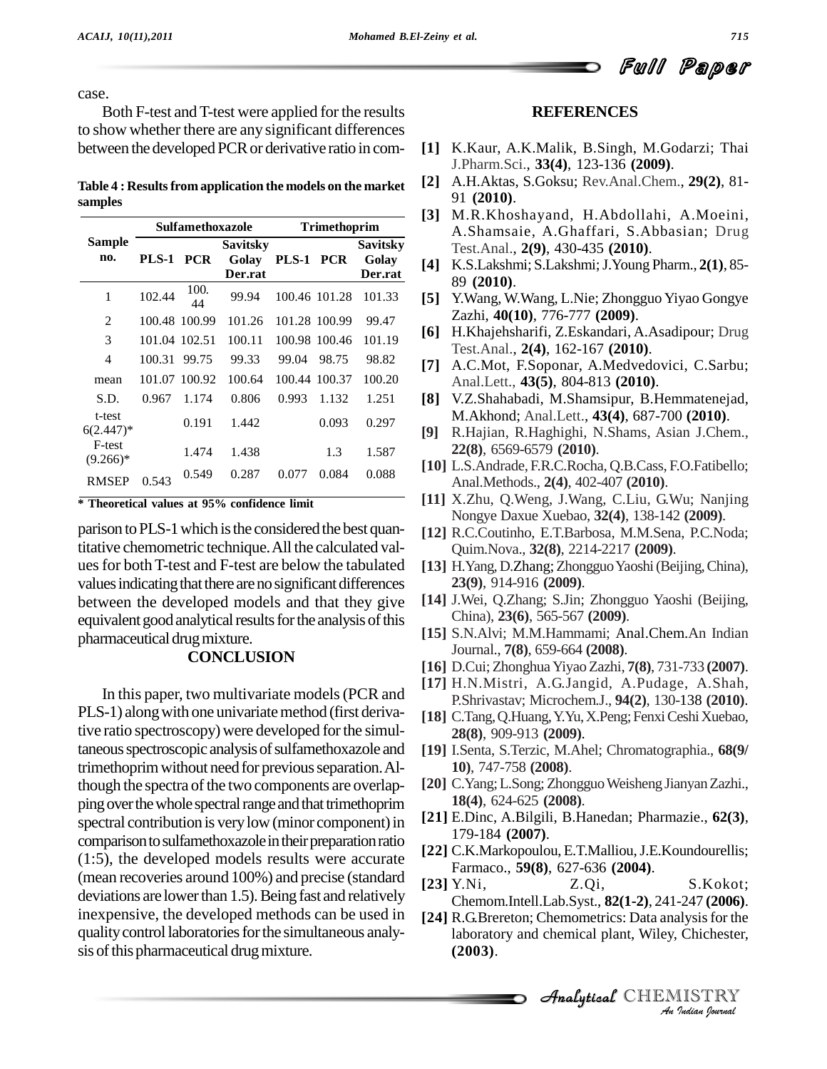case.

Both F-test and T-test were applied for the results to show whether there are any significant differences between the developed PCR or derivative ratio in comparison to PLS-1 which is the considered the best quantitative chemometric technique. All the calculated values for both T-test and F-test are below the tabulated values indicating that there are no significant differences between the developed models and that they give equivalent good analytical results for the analysis of this pharmaceutical drug mixture.

**Table 4 : Results from application the models on the market samples**

| Sample no. | Sulfamethoxazole | | | Trimethoprim | | |
|---|---|---|---|---|---|---|
| | PLS-1 | PCR | Savitsky Golay Der.rat | PLS-1 | PCR | Savitsky Golay Der.rat |
| 1 | 102.44 | 100.44 | 99.94 | 100.46 | 101.28 | 101.33 |
| 2 | 100.48 | 100.99 | 101.26 | 101.28 | 100.99 | 99.47 |
| 3 | 101.04 | 102.51 | 100.11 | 100.98 | 100.46 | 101.19 |
| 4 | 100.31 | 99.75 | 99.33 | 99.04 | 98.75 | 98.82 |
| mean | 101.07 | 100.92 | 100.64 | 100.44 | 100.37 | 100.20 |
| S.D. | 0.967 | 1.174 | 0.806 | 0.993 | 1.132 | 1.251 |
| t-test 6(2.447)* | | 0.191 | 1.442 | | 0.093 | 0.297 |
| F-test (9.266)* | | 1.474 | 1.438 | | 1.3 | 1.587 |
| RMSEP | 0.543 | 0.549 | 0.287 | 0.077 | 0.084 | 0.088 |

**\* Theoretical values at 95% confidence limit**

## CONCLUSION

In this paper, two multivariate models (PCR and PLS-1) along with one univariate method (first derivative ratio spectroscopy) were developed for the simultaneous spectroscopic analysis of sulfamethoxazole and trimethoprim without need for previous separation. Although the spectra of the two components are overlapping over the whole spectral range and that trimethoprim spectral contribution is very low (minor component) in comparison to sulfamethoxazole in their preparation ratio (1:5), the developed models results were accurate (mean recoveries around 100%) and precise (standard deviations are lower than 1.5). Being fast and relatively inexpensive, the developed methods can be used in quality control laboratories for the simultaneous analysis of this pharmaceutical drug mixture.

## REFERENCES

[1] K.Kaur, A.K.Malik, B.Singh, M.Godarzi; Thai J.Pharm.Sci., **33(4)**, 123-136 **(2009)**.

[2] A.H.Aktas, S.Goksu; Rev.Anal.Chem., **29(2)**, 81-91 **(2010)**.

[3] M.R.Khoshayand, H.Abdollahi, A.Moeini, A.Shamsaie, A.Ghaffari, S.Abbasian; Drug Test.Anal., **2(9)**, 430-435 **(2010)**.

[4] K.S.Lakshmi; S.Lakshmi; J.Young Pharm., **2(1)**, 85-89 **(2010)**.

[5] Y.Wang, W.Wang, L.Nie; Zhongguo Yiyao Gongye Zazhi, **40(10)**, 776-777 **(2009)**.

[6] H.Khajehsharifi, Z.Eskandari, A.Asadipour; Drug Test.Anal., **2(4)**, 162-167 **(2010)**.

[7] A.C.Mot, F.Soponar, A.Medvedovici, C.Sarbu; Anal.Lett., **43(5)**, 804-813 **(2010)**.

[8] V.Z.Shahabadi, M.Shamsipur, B.Hemmatenejad, M.Akhond; Anal.Lett., **43(4)**, 687-700 **(2010)**.

[9] R.Hajian, R.Haghighi, N.Shams, Asian J.Chem., **22(8)**, 6569-6579 **(2010)**.

[10] L.S.Andrade, F.R.C.Rocha, Q.B.Cass, F.O.Fatibello; Anal.Methods., **2(4)**, 402-407 **(2010)**.

[11] X.Zhu, Q.Weng, J.Wang, C.Liu, G.Wu; Nanjing Nongye Daxue Xuebao, **32(4)**, 138-142 **(2009)**.

[12] R.C.Coutinho, E.T.Barbosa, M.M.Sena, P.C.Noda; Quim.Nova., **32(8)**, 2214-2217 **(2009)**.

[13] H.Yang, D.Zhang; Zhongguo Yaoshi (Beijing, China), **23(9)**, 914-916 **(2009)**.

[14] J.Wei, Q.Zhang; S.Jin; Zhongguo Yaoshi (Beijing, China), **23(6)**, 565-567 **(2009)**.

[15] S.N.Alvi; M.M.Hammami; Anal.Chem.An Indian Journal., **7(8)**, 659-664 **(2008)**.

[16] D.Cui; Zhonghua Yiyao Zazhi, **7(8)**, 731-733 **(2007)**.

[17] H.N.Mistri, A.G.Jangid, A.Pudage, A.Shah, P.Shrivastav; Microchem.J., **94(2)**, 130-138 **(2010)**.

[18] C.Tang, Q.Huang, Y.Yu, X.Peng; Fenxi Ceshi Xuebao, **28(8)**, 909-913 **(2009)**.

[19] I.Senta, S.Terzic, M.Ahel; Chromatographia., **68(9/10)**, 747-758 **(2008)**.

[20] C.Yang; L.Song; Zhongguo Weisheng Jianyan Zazhi., **18(4)**, 624-625 **(2008)**.

[21] E.Dinc, A.Bilgili, B.Hanedan; Pharmazie., **62(3)**, 179-184 **(2007)**.

[22] C.K.Markopoulou, E.T.Malliou, J.E.Koundourellis; Farmaco., **59(8)**, 627-636 **(2004)**.

[23] Y.Ni, Z.Qi, S.Kokot; Chemom.Intell.Lab.Syst., **82(1-2)**, 241-247 **(2006)**.

[24] R.G.Brereton; Chemometrics: Data analysis for the laboratory and chemical plant, Wiley, Chichester, **(2003)**.